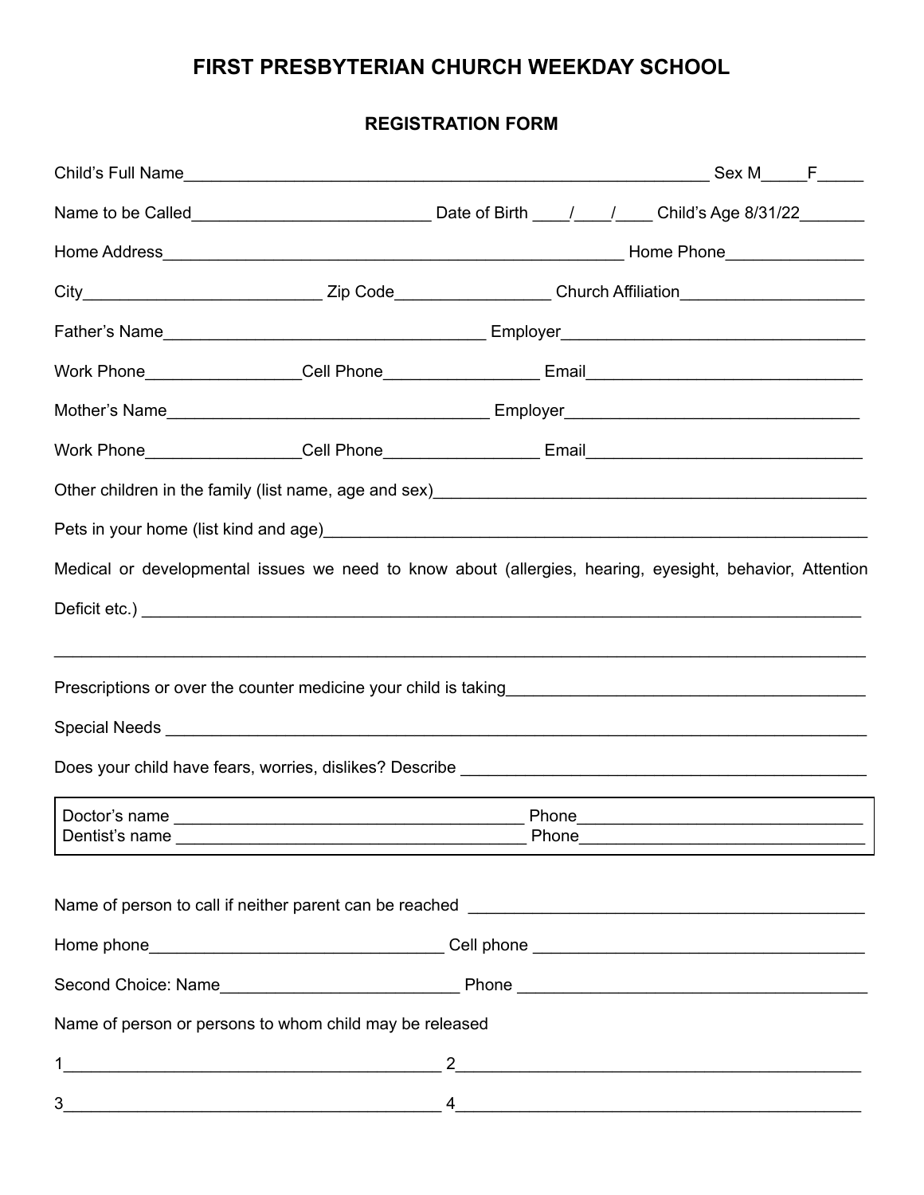# FIRST PRESBYTERIAN CHURCH WEEKDAY SCHOOL

## REGISTRATION FORM

Child's Full Name__________________________________________________________ Sex M_____F_____

Name to be Called__________________________ Date of Birth ____/____/____ Child's Age 8/31/22_______

Home Address___________________________________________________ Home Phone_______________

City__________________________ Zip Code_________________ Church Affiliation____________________

Father's Name___________________________________ Employer_________________________________

Work Phone_________________Cell Phone_________________ Email______________________________

Mother's Name___________________________________ Employer________________________________

Work Phone_________________Cell Phone_________________ Email______________________________

Other children in the family (list name, age and sex)________________________________________________

Pets in your home (list kind and age)____________________________________________________________

Medical or developmental issues we need to know about (allergies, hearing, eyesight, behavior, Attention Deficit etc.) ____________________________________________________________________________

_____________________________________________________________________________________________

Prescriptions or over the counter medicine your child is taking_______________________________________

Special Needs ________________________________________________________________________________

Does your child have fears, worries, dislikes? Describe _____________________________________________

Doctor's name ________________________________________ Phone________________________________
Dentist's name ________________________________________ Phone________________________________

Name of person to call if neither parent can be reached ____________________________________________

Home phone________________________________ Cell phone ____________________________________

Second Choice: Name__________________________ Phone ______________________________________

Name of person or persons to whom child may be released

1_________________________________________ 2___________________________________________

3_________________________________________ 4___________________________________________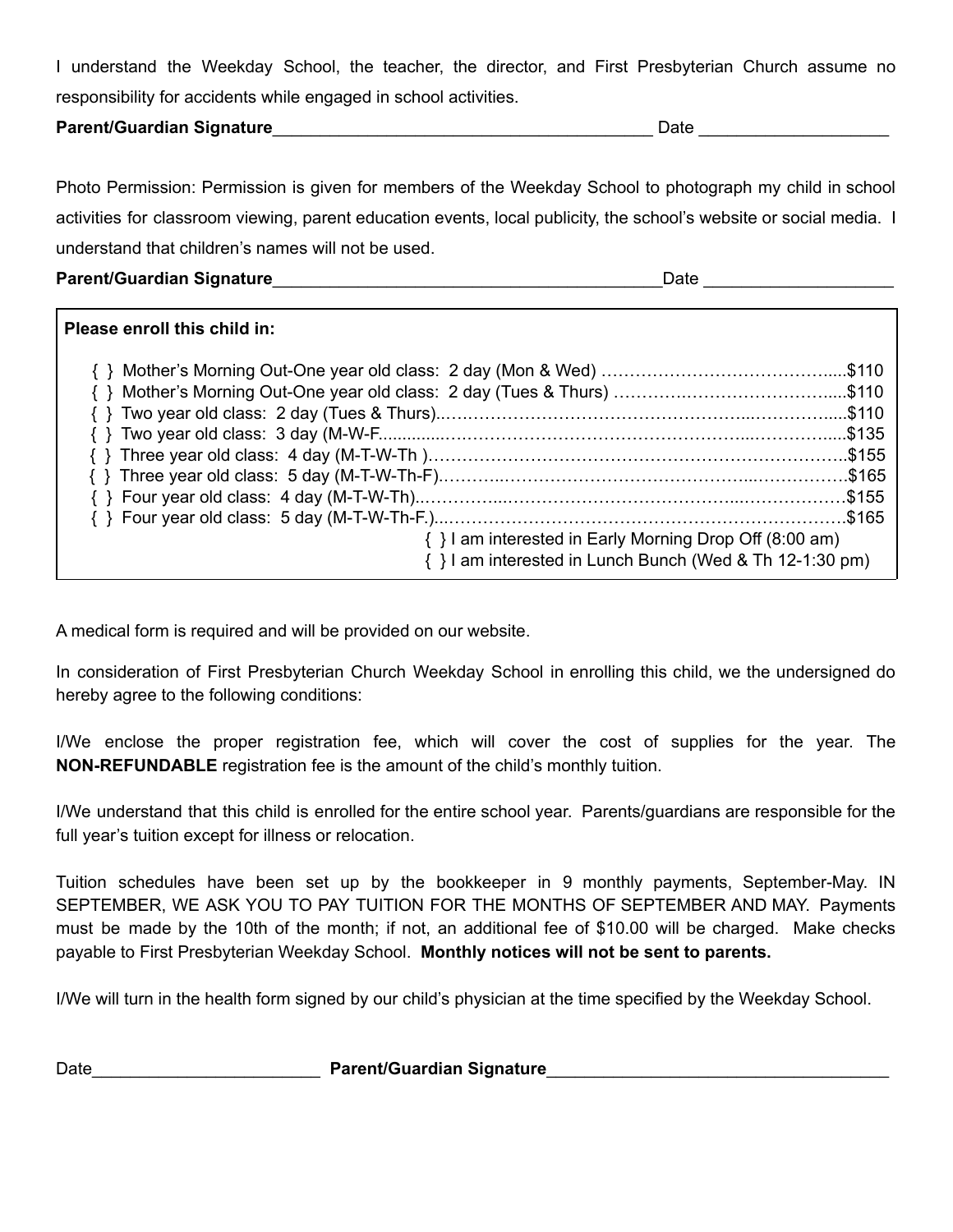I understand the Weekday School, the teacher, the director, and First Presbyterian Church assume no responsibility for accidents while engaged in school activities.

**Parent/Guardian Signature**_________________________________________ Date ____________________

Photo Permission: Permission is given for members of the Weekday School to photograph my child in school activities for classroom viewing, parent education events, local publicity, the school's website or social media. I understand that children's names will not be used.

**Parent/Guardian Signature**___________________________________________Date ____________________

**Please enroll this child in:**

{ } Mother's Morning Out-One year old class: 2 day (Mon & Wed) ……………………………………....$110
{ } Mother's Morning Out-One year old class: 2 day (Tues & Thurs) ……………………………………....$110
{ } Two year old class: 2 day (Tues & Thurs)..………………………………………………...……………....$110
{ } Two year old class: 3 day (M-W-F..............……………………………………………...……………....$135
{ } Three year old class: 4 day (M-T-W-Th )……………………………………………………………….$155
{ } Three year old class: 5 day (M-T-W-Th-F).………..……………………………………...…………….$165
{ } Four year old class: 4 day (M-T-W-Th)..…………...……………………………………...………………$155
{ } Four year old class: 5 day (M-T-W-Th-F.)...……………………………………………………………$165
{ } I am interested in Early Morning Drop Off (8:00 am)
{ } I am interested in Lunch Bunch (Wed & Th 12-1:30 pm)

A medical form is required and will be provided on our website.

In consideration of First Presbyterian Church Weekday School in enrolling this child, we the undersigned do hereby agree to the following conditions:

I/We enclose the proper registration fee, which will cover the cost of supplies for the year. The **NON-REFUNDABLE** registration fee is the amount of the child's monthly tuition.

I/We understand that this child is enrolled for the entire school year. Parents/guardians are responsible for the full year's tuition except for illness or relocation.

Tuition schedules have been set up by the bookkeeper in 9 monthly payments, September-May. IN SEPTEMBER, WE ASK YOU TO PAY TUITION FOR THE MONTHS OF SEPTEMBER AND MAY. Payments must be made by the 10th of the month; if not, an additional fee of $10.00 will be charged. Make checks payable to First Presbyterian Weekday School. **Monthly notices will not be sent to parents.**

I/We will turn in the health form signed by our child's physician at the time specified by the Weekday School.

Date________________________ **Parent/Guardian Signature**____________________________________